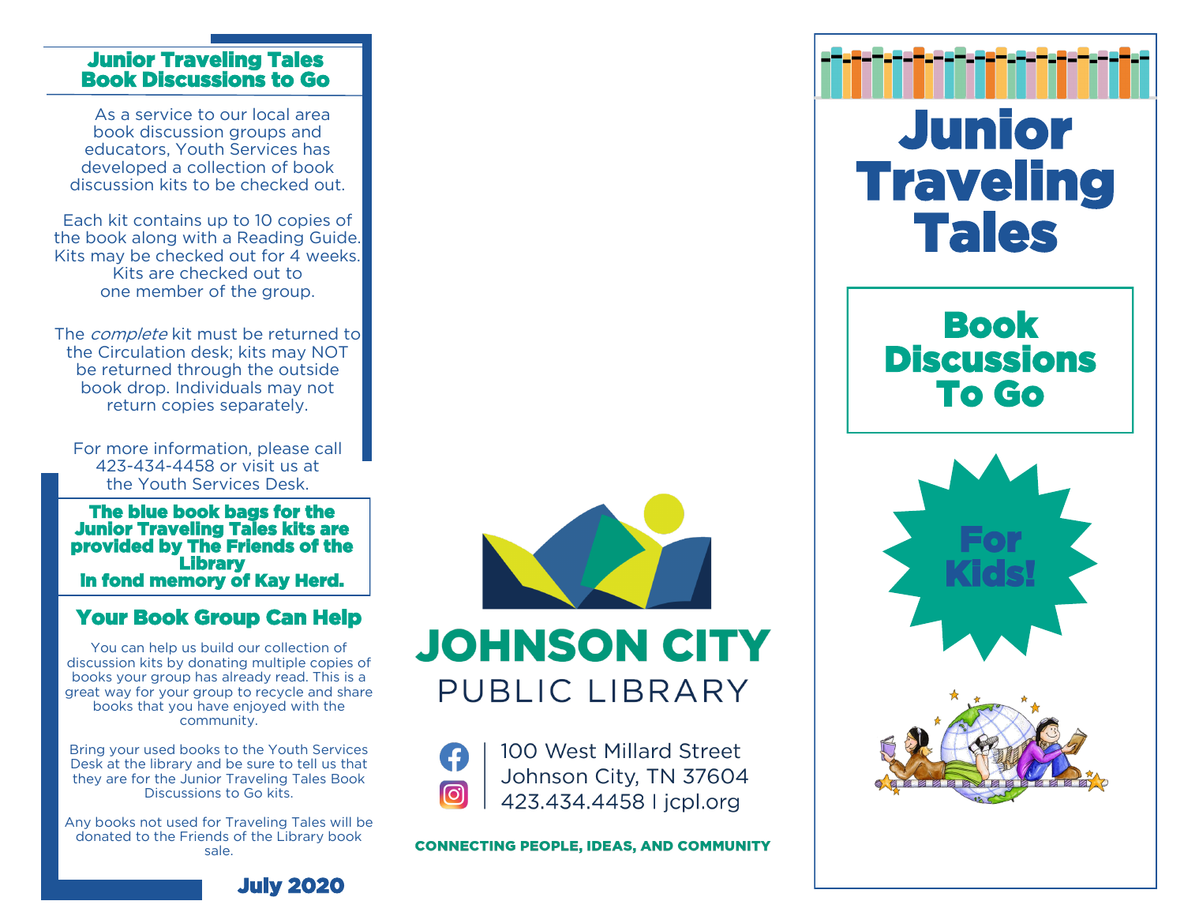## Junior Traveling Tales Book Discussions to Go

As a service to our local area book discussion groups and educators, Youth Services has developed a collection of book discussion kits to be checked out.

Each kit contains up to 10 copies of the book along with a Reading Guide. Kits may be checked out for 4 weeks. Kits are checked out to one member of the group.

The *complete* kit must be returned to the Circulation desk; kits may NOT be returned through the outside book drop. Individuals may not return copies separately.

For more information, please call 423-434-4458 or visit us at the Youth Services Desk.

**The blue book bags for the Junior Traveling Tales kits are provided by The Friends of the Library In fond memory of Kay Herd.**

## Your Book Group Can Help

You can help us build our collection of discussion kits by donating multiple copies of books your group has already read. This is a great way for your group to recycle and share books that you have enjoyed with the community.

Bring your used books to the Youth Services Desk at the library and be sure to tell us that they are for the Junior Traveling Tales Book Discussions to Go kits.

Any books not used for Traveling Tales will be donated to the Friends of the Library book sale.

**July 2020**

JOHNSON CITY PUBLIC LIBRARY

100 West Millard Street
Johnson City, TN 37604
423.434.4458 | jcpl.org

**CONNECTING PEOPLE, IDEAS, AND COMMUNITY**

# Junior Traveling Tales

## Book Discussions To Go

**For Kids!**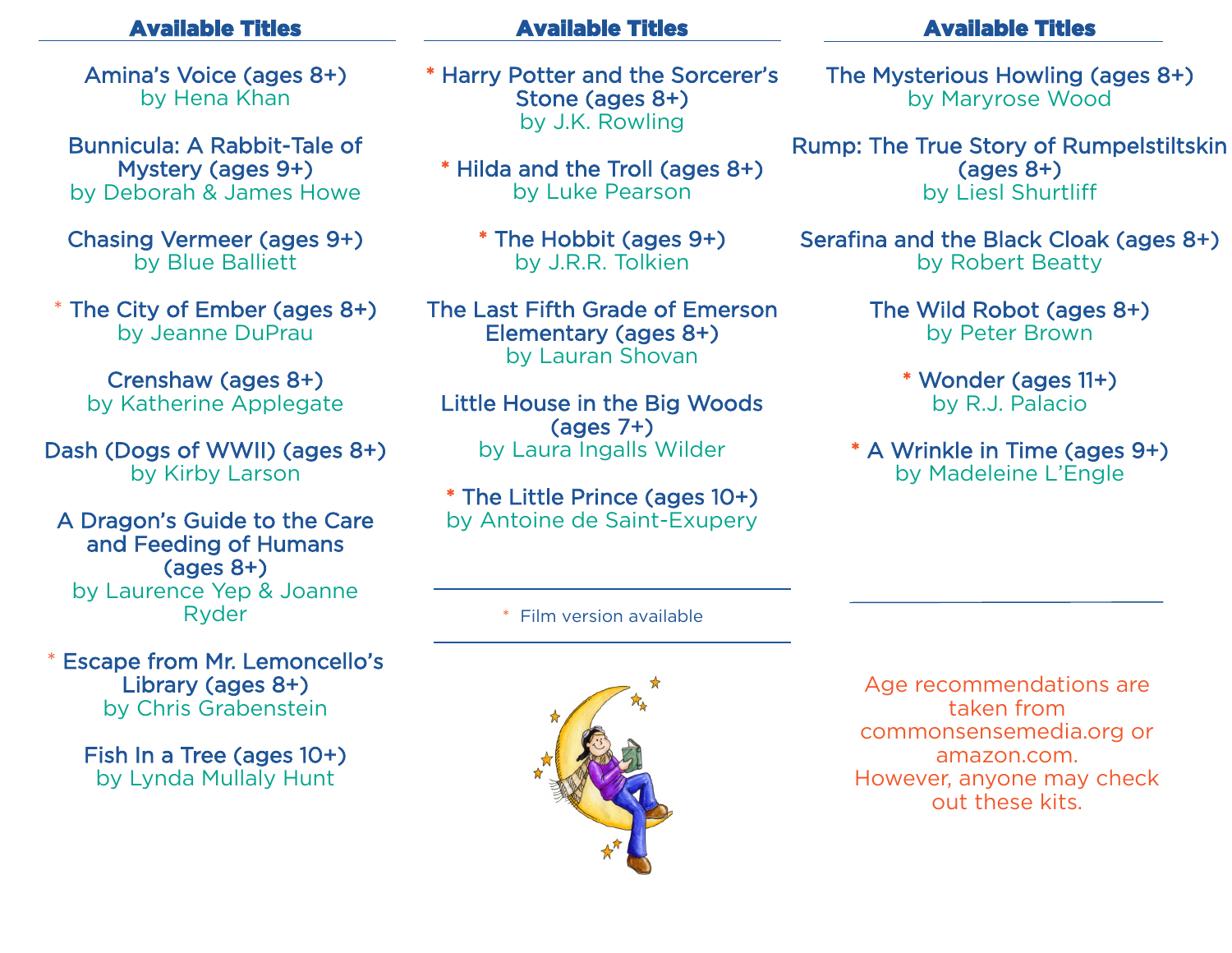## Available Titles

Amina's Voice (ages 8+)
by Hena Khan

Bunnicula: A Rabbit-Tale of Mystery (ages 9+)
by Deborah & James Howe

Chasing Vermeer (ages 9+)
by Blue Balliett

* The City of Ember (ages 8+)
by Jeanne DuPrau

Crenshaw (ages 8+)
by Katherine Applegate

Dash (Dogs of WWII) (ages 8+)
by Kirby Larson

A Dragon's Guide to the Care and Feeding of Humans (ages 8+)
by Laurence Yep & Joanne Ryder

* Escape from Mr. Lemoncello's Library (ages 8+)
by Chris Grabenstein

Fish In a Tree (ages 10+)
by Lynda Mullaly Hunt

## Available Titles

* Harry Potter and the Sorcerer's Stone (ages 8+)
by J.K. Rowling

* Hilda and the Troll (ages 8+)
by Luke Pearson

* The Hobbit (ages 9+)
by J.R.R. Tolkien

The Last Fifth Grade of Emerson Elementary (ages 8+)
by Lauran Shovan

Little House in the Big Woods (ages 7+)
by Laura Ingalls Wilder

* The Little Prince (ages 10+)
by Antoine de Saint-Exupery

* Film version available

## Available Titles

The Mysterious Howling (ages 8+)
by Maryrose Wood

Rump: The True Story of Rumpelstiltskin (ages 8+)
by Liesl Shurtliff

Serafina and the Black Cloak (ages 8+)
by Robert Beatty

The Wild Robot (ages 8+)
by Peter Brown

* Wonder (ages 11+)
by R.J. Palacio

* A Wrinkle in Time (ages 9+)
by Madeleine L'Engle

Age recommendations are taken from commonsensemedia.org or amazon.com.
However, anyone may check out these kits.